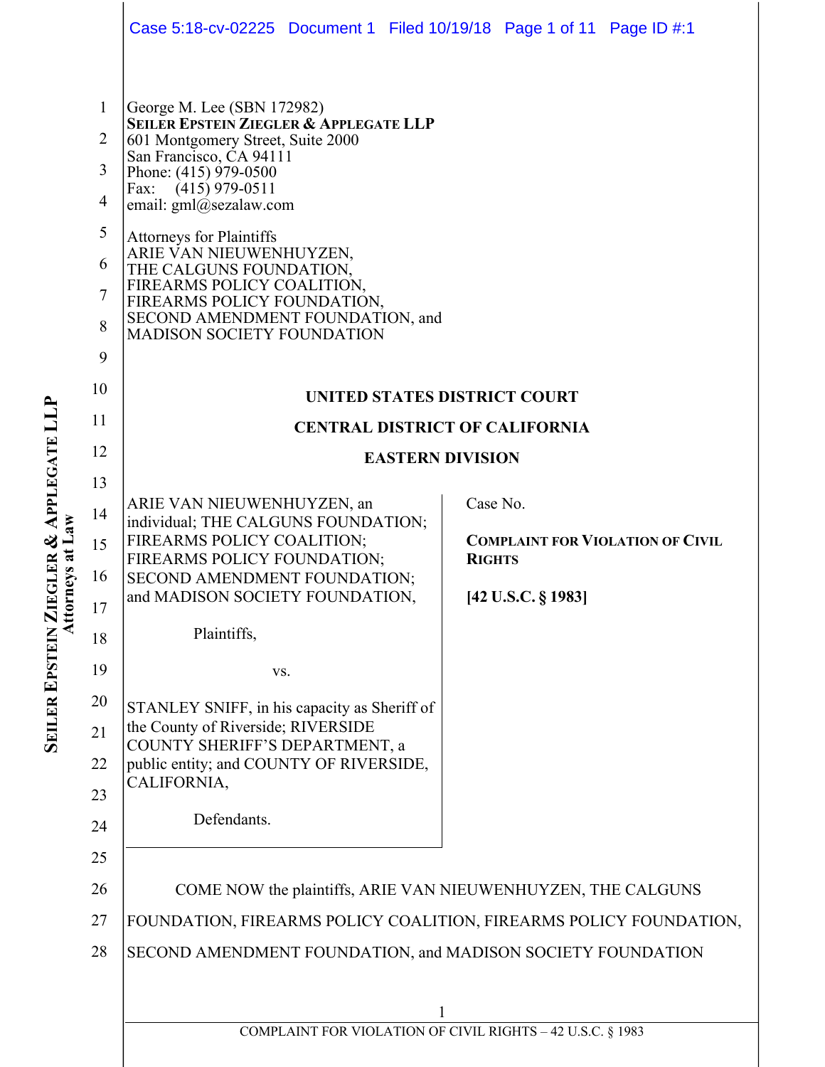George M. Lee (SBN 172982)
**SEILER EPSTEIN ZIEGLER & APPLEGATE LLP**
601 Montgomery Street, Suite 2000
San Francisco, CA 94111
Phone: (415) 979-0500
Fax: (415) 979-0511
email: gml@sezalaw.com

Attorneys for Plaintiffs
ARIE VAN NIEUWENHUYZEN,
THE CALGUNS FOUNDATION,
FIREARMS POLICY COALITION,
FIREARMS POLICY FOUNDATION,
SECOND AMENDMENT FOUNDATION, and
MADISON SOCIETY FOUNDATION

**UNITED STATES DISTRICT COURT**

**CENTRAL DISTRICT OF CALIFORNIA**

**EASTERN DIVISION**

ARIE VAN NIEUWENHUYZEN, an individual; THE CALGUNS FOUNDATION; FIREARMS POLICY COALITION; FIREARMS POLICY FOUNDATION; SECOND AMENDMENT FOUNDATION; and MADISON SOCIETY FOUNDATION,

Plaintiffs,

vs.

STANLEY SNIFF, in his capacity as Sheriff of the County of Riverside; RIVERSIDE COUNTY SHERIFF'S DEPARTMENT, a public entity; and COUNTY OF RIVERSIDE, CALIFORNIA,

Defendants.

Case No.

**COMPLAINT FOR VIOLATION OF CIVIL RIGHTS**

**[42 U.S.C. § 1983]**

COME NOW the plaintiffs, ARIE VAN NIEUWENHUYZEN, THE CALGUNS FOUNDATION, FIREARMS POLICY COALITION, FIREARMS POLICY FOUNDATION, SECOND AMENDMENT FOUNDATION, and MADISON SOCIETY FOUNDATION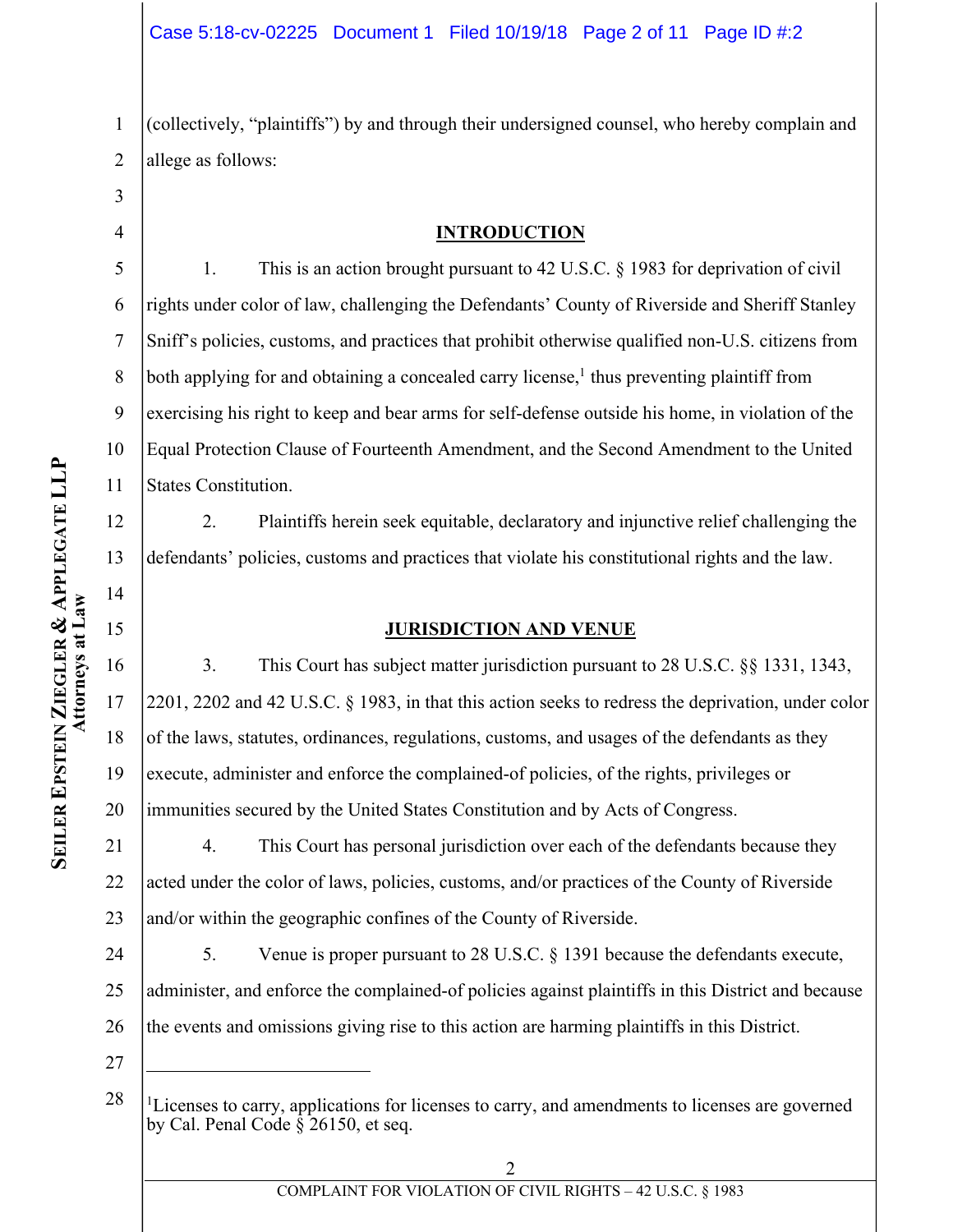(collectively, "plaintiffs") by and through their undersigned counsel, who hereby complain and allege as follows:

## INTRODUCTION

1. This is an action brought pursuant to 42 U.S.C. § 1983 for deprivation of civil rights under color of law, challenging the Defendants' County of Riverside and Sheriff Stanley Sniff's policies, customs, and practices that prohibit otherwise qualified non-U.S. citizens from both applying for and obtaining a concealed carry license,[1] thus preventing plaintiff from exercising his right to keep and bear arms for self-defense outside his home, in violation of the Equal Protection Clause of Fourteenth Amendment, and the Second Amendment to the United States Constitution.

2. Plaintiffs herein seek equitable, declaratory and injunctive relief challenging the defendants' policies, customs and practices that violate his constitutional rights and the law.

## JURISDICTION AND VENUE

3. This Court has subject matter jurisdiction pursuant to 28 U.S.C. §§ 1331, 1343, 2201, 2202 and 42 U.S.C. § 1983, in that this action seeks to redress the deprivation, under color of the laws, statutes, ordinances, regulations, customs, and usages of the defendants as they execute, administer and enforce the complained-of policies, of the rights, privileges or immunities secured by the United States Constitution and by Acts of Congress.

4. This Court has personal jurisdiction over each of the defendants because they acted under the color of laws, policies, customs, and/or practices of the County of Riverside and/or within the geographic confines of the County of Riverside.

5. Venue is proper pursuant to 28 U.S.C. § 1391 because the defendants execute, administer, and enforce the complained-of policies against plaintiffs in this District and because the events and omissions giving rise to this action are harming plaintiffs in this District.

---

[1] Licenses to carry, applications for licenses to carry, and amendments to licenses are governed by Cal. Penal Code § 26150, et seq.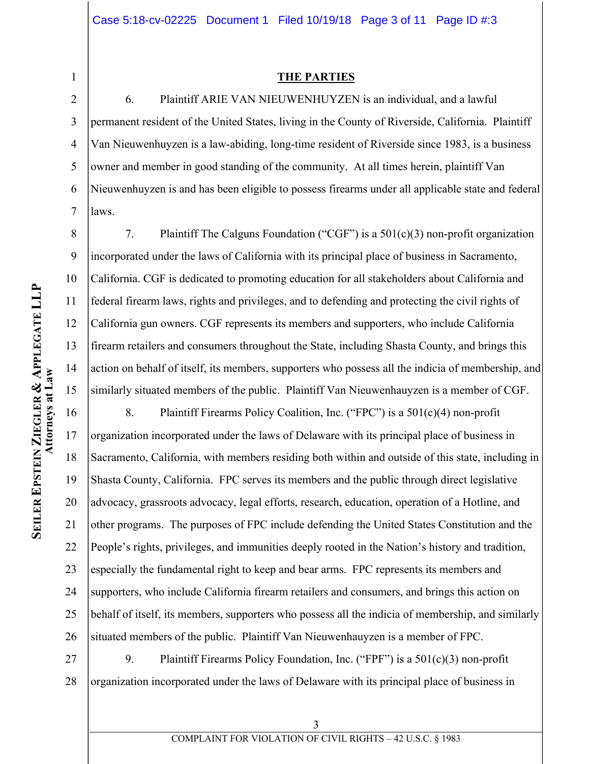## THE PARTIES

6. Plaintiff ARIE VAN NIEUWENHUYZEN is an individual, and a lawful permanent resident of the United States, living in the County of Riverside, California. Plaintiff Van Nieuwenhuyzen is a law-abiding, long-time resident of Riverside since 1983, is a business owner and member in good standing of the community. At all times herein, plaintiff Van Nieuwenhuyzen is and has been eligible to possess firearms under all applicable state and federal laws.

7. Plaintiff The Calguns Foundation ("CGF") is a 501(c)(3) non-profit organization incorporated under the laws of California with its principal place of business in Sacramento, California. CGF is dedicated to promoting education for all stakeholders about California and federal firearm laws, rights and privileges, and to defending and protecting the civil rights of California gun owners. CGF represents its members and supporters, who include California firearm retailers and consumers throughout the State, including Shasta County, and brings this action on behalf of itself, its members, supporters who possess all the indicia of membership, and similarly situated members of the public. Plaintiff Van Nieuwenhauyzen is a member of CGF.

8. Plaintiff Firearms Policy Coalition, Inc. ("FPC") is a 501(c)(4) non-profit organization incorporated under the laws of Delaware with its principal place of business in Sacramento, California, with members residing both within and outside of this state, including in Shasta County, California. FPC serves its members and the public through direct legislative advocacy, grassroots advocacy, legal efforts, research, education, operation of a Hotline, and other programs. The purposes of FPC include defending the United States Constitution and the People's rights, privileges, and immunities deeply rooted in the Nation's history and tradition, especially the fundamental right to keep and bear arms. FPC represents its members and supporters, who include California firearm retailers and consumers, and brings this action on behalf of itself, its members, supporters who possess all the indicia of membership, and similarly situated members of the public. Plaintiff Van Nieuwenhauyzen is a member of FPC.

9. Plaintiff Firearms Policy Foundation, Inc. ("FPF") is a 501(c)(3) non-profit organization incorporated under the laws of Delaware with its principal place of business in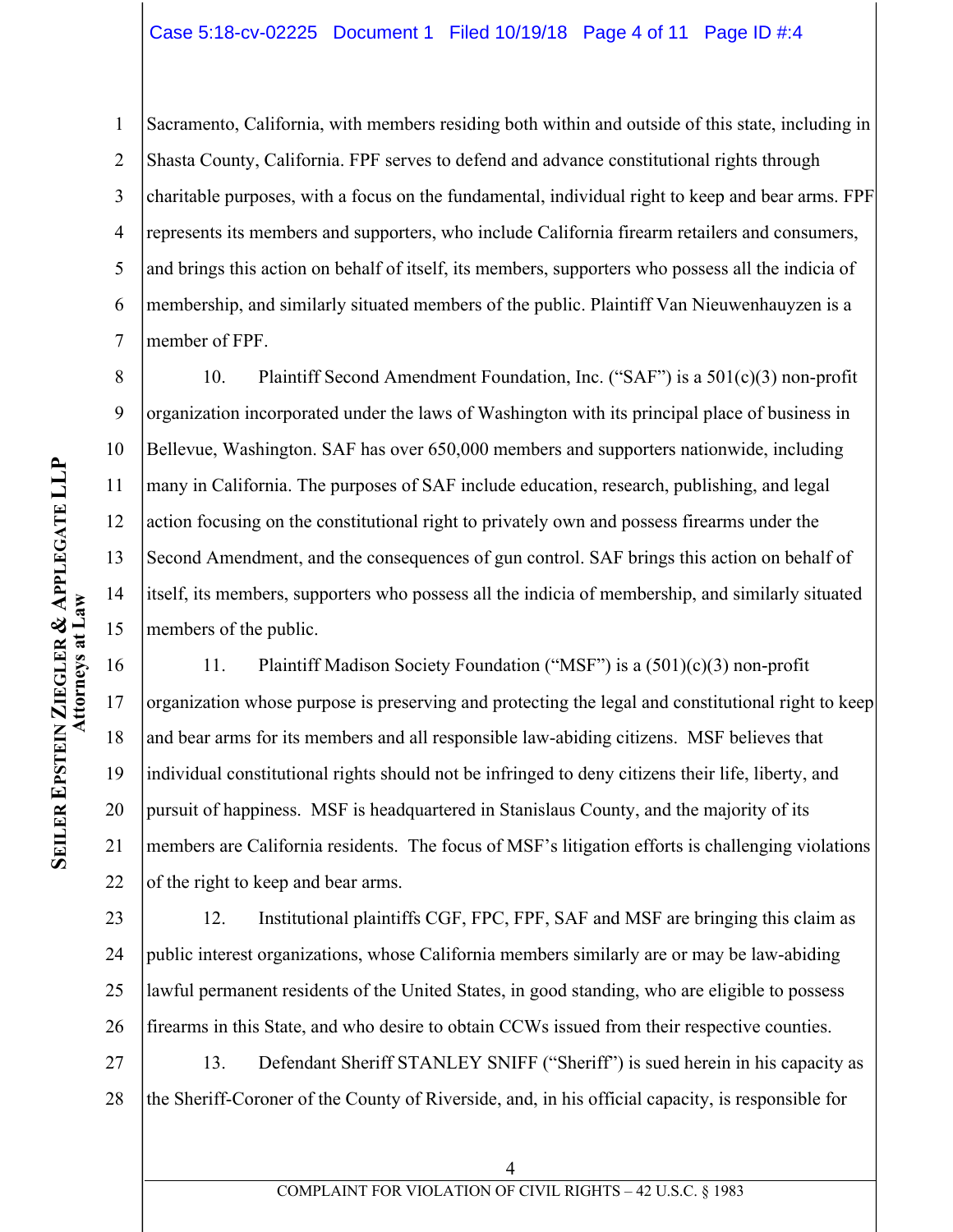Sacramento, California, with members residing both within and outside of this state, including in Shasta County, California. FPF serves to defend and advance constitutional rights through charitable purposes, with a focus on the fundamental, individual right to keep and bear arms. FPF represents its members and supporters, who include California firearm retailers and consumers, and brings this action on behalf of itself, its members, supporters who possess all the indicia of membership, and similarly situated members of the public. Plaintiff Van Nieuwenhauyzen is a member of FPF.

10. Plaintiff Second Amendment Foundation, Inc. ("SAF") is a 501(c)(3) non-profit organization incorporated under the laws of Washington with its principal place of business in Bellevue, Washington. SAF has over 650,000 members and supporters nationwide, including many in California. The purposes of SAF include education, research, publishing, and legal action focusing on the constitutional right to privately own and possess firearms under the Second Amendment, and the consequences of gun control. SAF brings this action on behalf of itself, its members, supporters who possess all the indicia of membership, and similarly situated members of the public.

11. Plaintiff Madison Society Foundation ("MSF") is a (501)(c)(3) non-profit organization whose purpose is preserving and protecting the legal and constitutional right to keep and bear arms for its members and all responsible law-abiding citizens. MSF believes that individual constitutional rights should not be infringed to deny citizens their life, liberty, and pursuit of happiness. MSF is headquartered in Stanislaus County, and the majority of its members are California residents. The focus of MSF's litigation efforts is challenging violations of the right to keep and bear arms.

12. Institutional plaintiffs CGF, FPC, FPF, SAF and MSF are bringing this claim as public interest organizations, whose California members similarly are or may be law-abiding lawful permanent residents of the United States, in good standing, who are eligible to possess firearms in this State, and who desire to obtain CCWs issued from their respective counties.

13. Defendant Sheriff STANLEY SNIFF ("Sheriff") is sued herein in his capacity as the Sheriff-Coroner of the County of Riverside, and, in his official capacity, is responsible for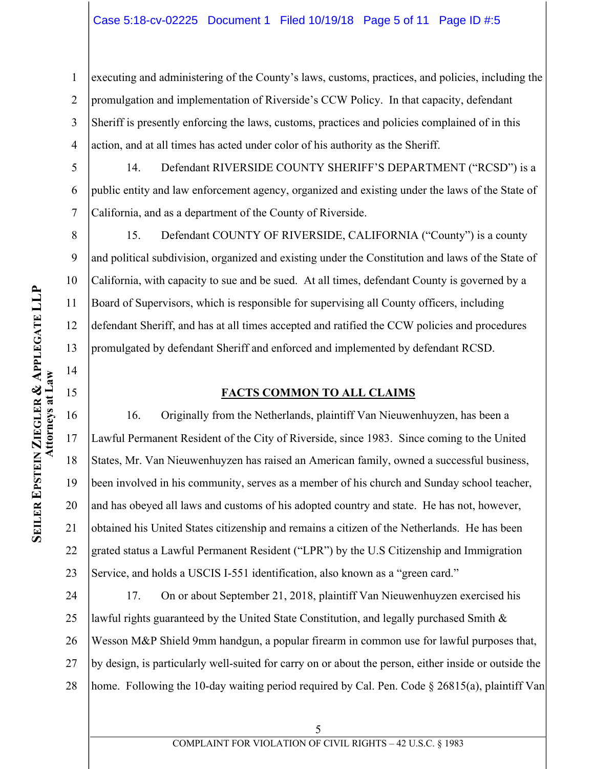executing and administering of the County's laws, customs, practices, and policies, including the promulgation and implementation of Riverside's CCW Policy. In that capacity, defendant Sheriff is presently enforcing the laws, customs, practices and policies complained of in this action, and at all times has acted under color of his authority as the Sheriff.

14. Defendant RIVERSIDE COUNTY SHERIFF'S DEPARTMENT ("RCSD") is a public entity and law enforcement agency, organized and existing under the laws of the State of California, and as a department of the County of Riverside.

15. Defendant COUNTY OF RIVERSIDE, CALIFORNIA ("County") is a county and political subdivision, organized and existing under the Constitution and laws of the State of California, with capacity to sue and be sued. At all times, defendant County is governed by a Board of Supervisors, which is responsible for supervising all County officers, including defendant Sheriff, and has at all times accepted and ratified the CCW policies and procedures promulgated by defendant Sheriff and enforced and implemented by defendant RCSD.

## FACTS COMMON TO ALL CLAIMS

16. Originally from the Netherlands, plaintiff Van Nieuwenhuyzen, has been a Lawful Permanent Resident of the City of Riverside, since 1983. Since coming to the United States, Mr. Van Nieuwenhuyzen has raised an American family, owned a successful business, been involved in his community, serves as a member of his church and Sunday school teacher, and has obeyed all laws and customs of his adopted country and state. He has not, however, obtained his United States citizenship and remains a citizen of the Netherlands. He has been grated status a Lawful Permanent Resident ("LPR") by the U.S Citizenship and Immigration Service, and holds a USCIS I-551 identification, also known as a "green card."

17. On or about September 21, 2018, plaintiff Van Nieuwenhuyzen exercised his lawful rights guaranteed by the United State Constitution, and legally purchased Smith & Wesson M&P Shield 9mm handgun, a popular firearm in common use for lawful purposes that, by design, is particularly well-suited for carry on or about the person, either inside or outside the home. Following the 10-day waiting period required by Cal. Pen. Code § 26815(a), plaintiff Van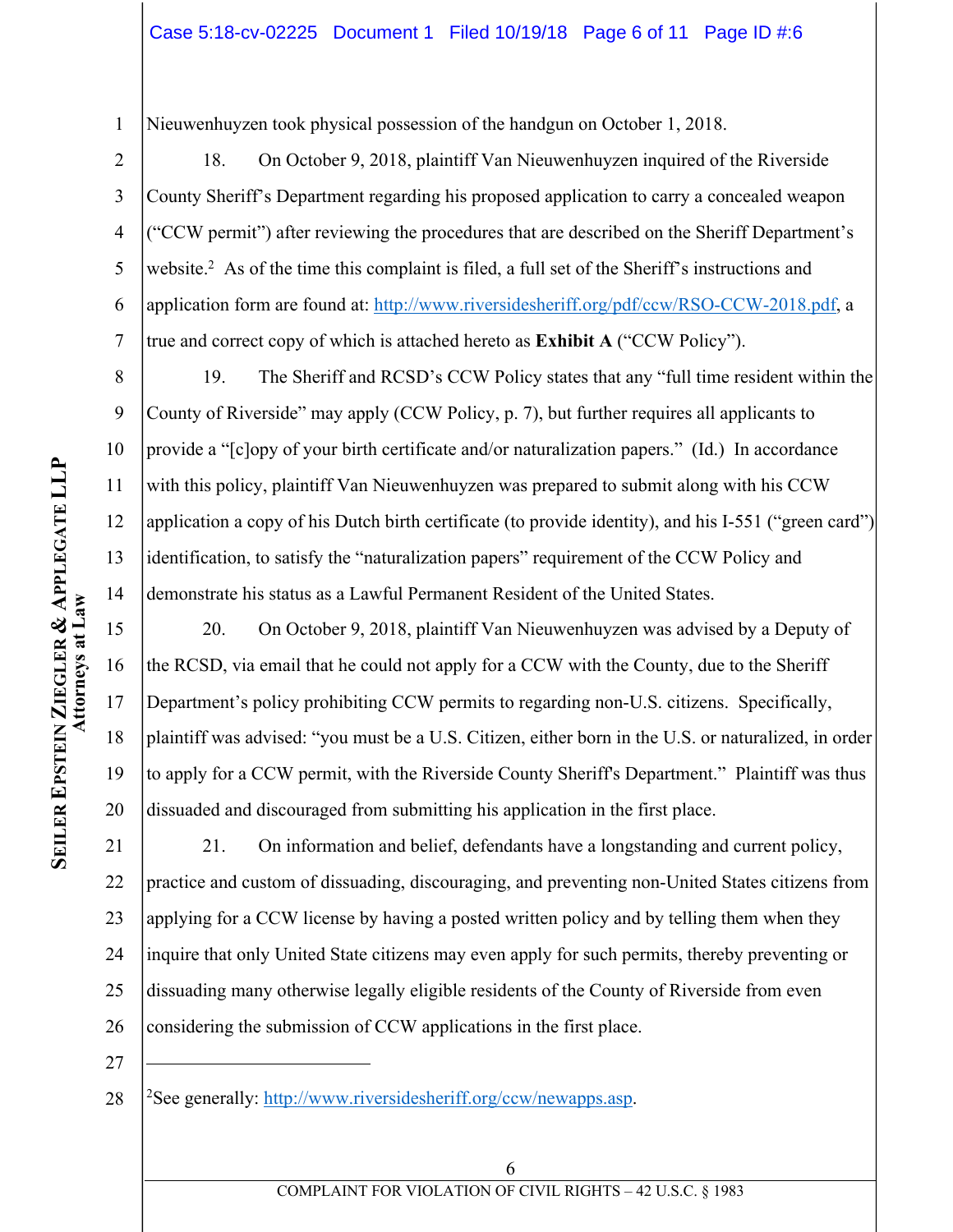Nieuwenhuyzen took physical possession of the handgun on October 1, 2018.

18. On October 9, 2018, plaintiff Van Nieuwenhuyzen inquired of the Riverside County Sheriff's Department regarding his proposed application to carry a concealed weapon ("CCW permit") after reviewing the procedures that are described on the Sheriff Department's website.[2] As of the time this complaint is filed, a full set of the Sheriff's instructions and application form are found at: http://www.riversidesheriff.org/pdf/ccw/RSO-CCW-2018.pdf, a true and correct copy of which is attached hereto as **Exhibit A** ("CCW Policy").

19. The Sheriff and RCSD's CCW Policy states that any "full time resident within the County of Riverside" may apply (CCW Policy, p. 7), but further requires all applicants to provide a "[c]opy of your birth certificate and/or naturalization papers." (Id.) In accordance with this policy, plaintiff Van Nieuwenhuyzen was prepared to submit along with his CCW application a copy of his Dutch birth certificate (to provide identity), and his I-551 ("green card") identification, to satisfy the "naturalization papers" requirement of the CCW Policy and demonstrate his status as a Lawful Permanent Resident of the United States.

20. On October 9, 2018, plaintiff Van Nieuwenhuyzen was advised by a Deputy of the RCSD, via email that he could not apply for a CCW with the County, due to the Sheriff Department's policy prohibiting CCW permits to regarding non-U.S. citizens. Specifically, plaintiff was advised: "you must be a U.S. Citizen, either born in the U.S. or naturalized, in order to apply for a CCW permit, with the Riverside County Sheriff's Department." Plaintiff was thus dissuaded and discouraged from submitting his application in the first place.

21. On information and belief, defendants have a longstanding and current policy, practice and custom of dissuading, discouraging, and preventing non-United States citizens from applying for a CCW license by having a posted written policy and by telling them when they inquire that only United State citizens may even apply for such permits, thereby preventing or dissuading many otherwise legally eligible residents of the County of Riverside from even considering the submission of CCW applications in the first place.

---

[2]See generally: http://www.riversidesheriff.org/ccw/newapps.asp.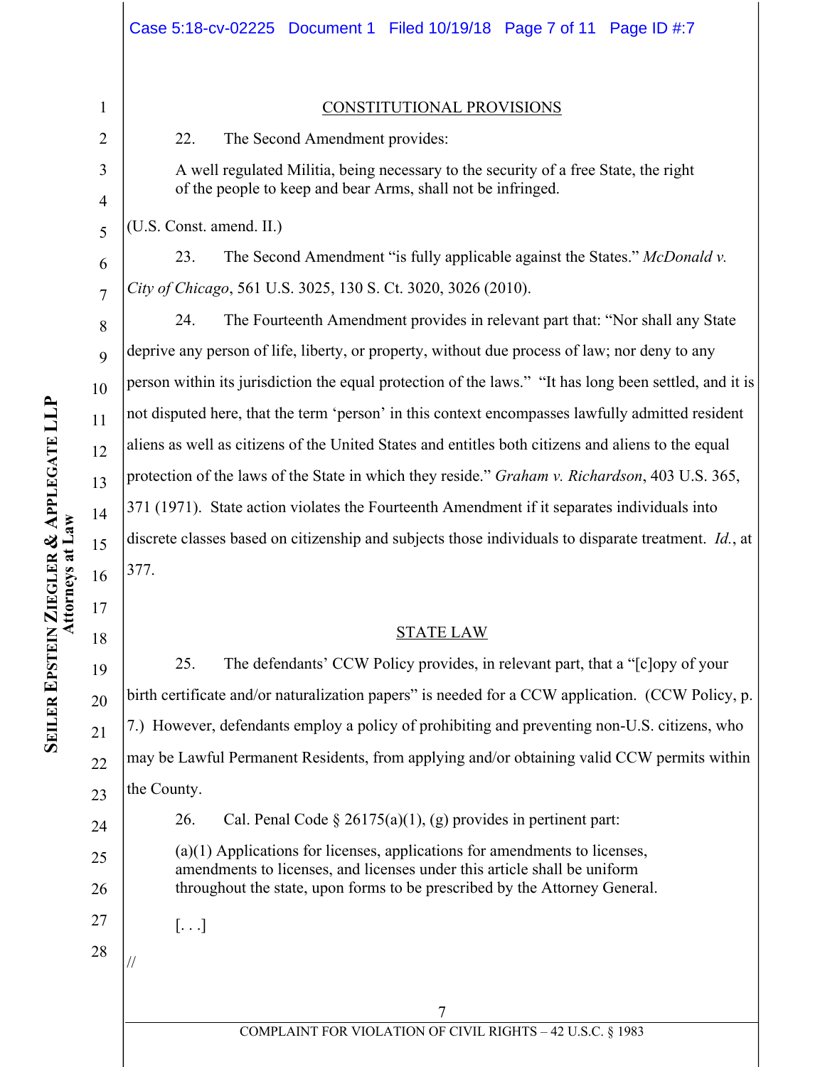CONSTITUTIONAL PROVISIONS

22. The Second Amendment provides:

> A well regulated Militia, being necessary to the security of a free State, the right of the people to keep and bear Arms, shall not be infringed.

(U.S. Const. amend. II.)

23. The Second Amendment "is fully applicable against the States." *McDonald v. City of Chicago*, 561 U.S. 3025, 130 S. Ct. 3020, 3026 (2010).

24. The Fourteenth Amendment provides in relevant part that: "Nor shall any State deprive any person of life, liberty, or property, without due process of law; nor deny to any person within its jurisdiction the equal protection of the laws." "It has long been settled, and it is not disputed here, that the term 'person' in this context encompasses lawfully admitted resident aliens as well as citizens of the United States and entitles both citizens and aliens to the equal protection of the laws of the State in which they reside." *Graham v. Richardson*, 403 U.S. 365, 371 (1971). State action violates the Fourteenth Amendment if it separates individuals into discrete classes based on citizenship and subjects those individuals to disparate treatment. *Id.*, at 377.

STATE LAW

25. The defendants' CCW Policy provides, in relevant part, that a "[c]opy of your birth certificate and/or naturalization papers" is needed for a CCW application. (CCW Policy, p. 7.) However, defendants employ a policy of prohibiting and preventing non-U.S. citizens, who may be Lawful Permanent Residents, from applying and/or obtaining valid CCW permits within the County.

26. Cal. Penal Code § 26175(a)(1), (g) provides in pertinent part:

> (a)(1) Applications for licenses, applications for amendments to licenses, amendments to licenses, and licenses under this article shall be uniform throughout the state, upon forms to be prescribed by the Attorney General.
>
> [. . .]

//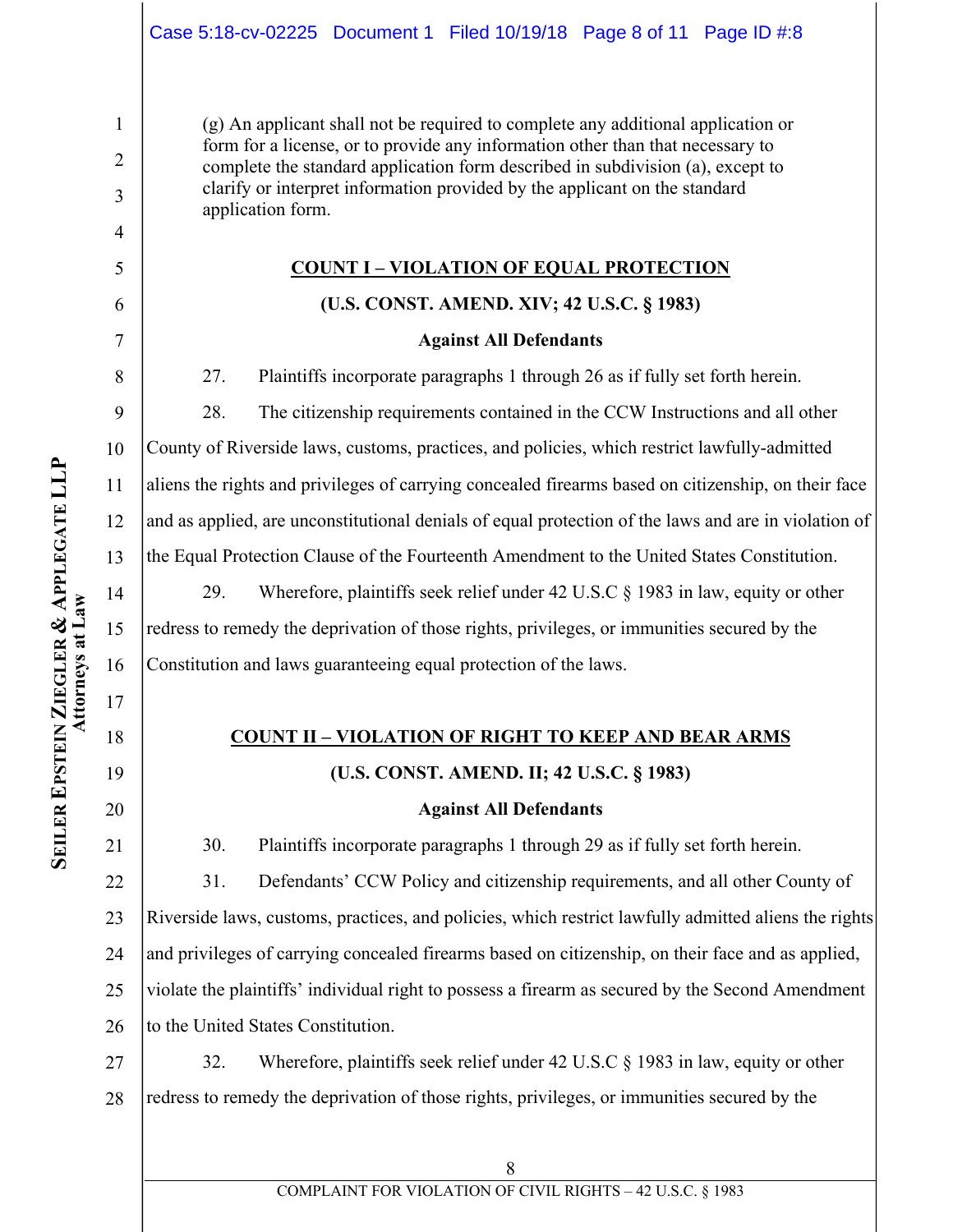(g) An applicant shall not be required to complete any additional application or form for a license, or to provide any information other than that necessary to complete the standard application form described in subdivision (a), except to clarify or interpret information provided by the applicant on the standard application form.

## COUNT I – VIOLATION OF EQUAL PROTECTION

**(U.S. CONST. AMEND. XIV; 42 U.S.C. § 1983)**

**Against All Defendants**

27. Plaintiffs incorporate paragraphs 1 through 26 as if fully set forth herein.

28. The citizenship requirements contained in the CCW Instructions and all other County of Riverside laws, customs, practices, and policies, which restrict lawfully-admitted aliens the rights and privileges of carrying concealed firearms based on citizenship, on their face and as applied, are unconstitutional denials of equal protection of the laws and are in violation of the Equal Protection Clause of the Fourteenth Amendment to the United States Constitution.

29. Wherefore, plaintiffs seek relief under 42 U.S.C § 1983 in law, equity or other redress to remedy the deprivation of those rights, privileges, or immunities secured by the Constitution and laws guaranteeing equal protection of the laws.

## COUNT II – VIOLATION OF RIGHT TO KEEP AND BEAR ARMS

**(U.S. CONST. AMEND. II; 42 U.S.C. § 1983)**

**Against All Defendants**

30. Plaintiffs incorporate paragraphs 1 through 29 as if fully set forth herein.

31. Defendants' CCW Policy and citizenship requirements, and all other County of Riverside laws, customs, practices, and policies, which restrict lawfully admitted aliens the rights and privileges of carrying concealed firearms based on citizenship, on their face and as applied, violate the plaintiffs' individual right to possess a firearm as secured by the Second Amendment to the United States Constitution.

32. Wherefore, plaintiffs seek relief under 42 U.S.C § 1983 in law, equity or other redress to remedy the deprivation of those rights, privileges, or immunities secured by the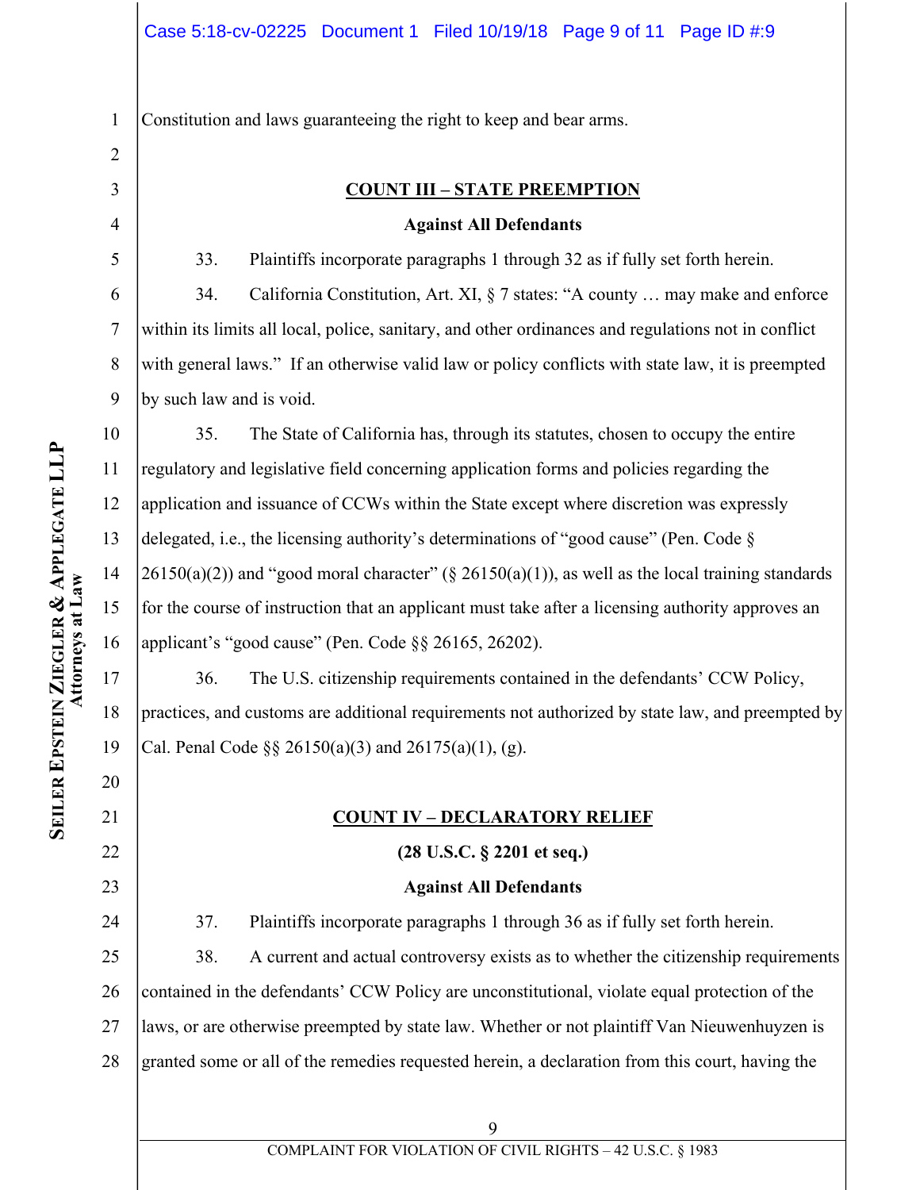Constitution and laws guaranteeing the right to keep and bear arms.

**COUNT III – STATE PREEMPTION**

**Against All Defendants**

33. Plaintiffs incorporate paragraphs 1 through 32 as if fully set forth herein.

34. California Constitution, Art. XI, § 7 states: "A county … may make and enforce within its limits all local, police, sanitary, and other ordinances and regulations not in conflict with general laws." If an otherwise valid law or policy conflicts with state law, it is preempted by such law and is void.

35. The State of California has, through its statutes, chosen to occupy the entire regulatory and legislative field concerning application forms and policies regarding the application and issuance of CCWs within the State except where discretion was expressly delegated, i.e., the licensing authority's determinations of "good cause" (Pen. Code § 26150(a)(2)) and "good moral character" (§ 26150(a)(1)), as well as the local training standards for the course of instruction that an applicant must take after a licensing authority approves an applicant's "good cause" (Pen. Code §§ 26165, 26202).

36. The U.S. citizenship requirements contained in the defendants' CCW Policy, practices, and customs are additional requirements not authorized by state law, and preempted by Cal. Penal Code §§ 26150(a)(3) and 26175(a)(1), (g).

**COUNT IV – DECLARATORY RELIEF**

**(28 U.S.C. § 2201 et seq.)**

**Against All Defendants**

37. Plaintiffs incorporate paragraphs 1 through 36 as if fully set forth herein.

38. A current and actual controversy exists as to whether the citizenship requirements contained in the defendants' CCW Policy are unconstitutional, violate equal protection of the laws, or are otherwise preempted by state law. Whether or not plaintiff Van Nieuwenhuyzen is granted some or all of the remedies requested herein, a declaration from this court, having the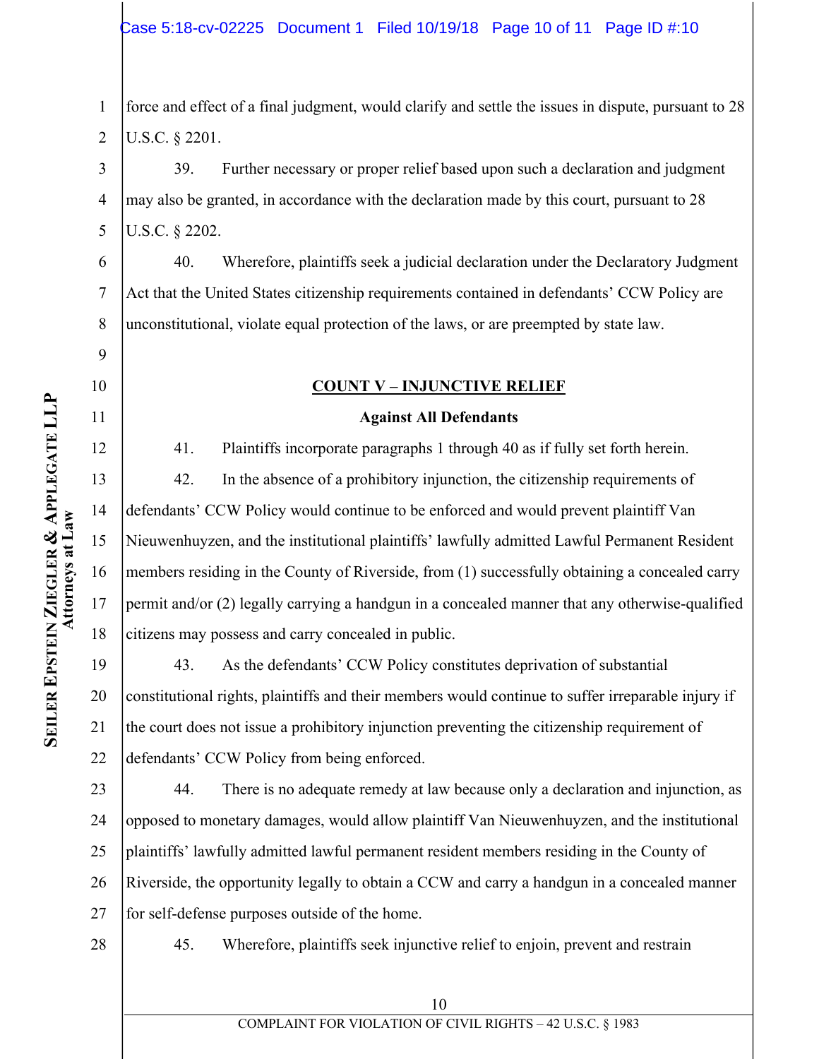force and effect of a final judgment, would clarify and settle the issues in dispute, pursuant to 28 U.S.C. § 2201.

39. Further necessary or proper relief based upon such a declaration and judgment may also be granted, in accordance with the declaration made by this court, pursuant to 28 U.S.C. § 2202.

40. Wherefore, plaintiffs seek a judicial declaration under the Declaratory Judgment Act that the United States citizenship requirements contained in defendants' CCW Policy are unconstitutional, violate equal protection of the laws, or are preempted by state law.

## COUNT V – INJUNCTIVE RELIEF

**Against All Defendants**

41. Plaintiffs incorporate paragraphs 1 through 40 as if fully set forth herein.

42. In the absence of a prohibitory injunction, the citizenship requirements of defendants' CCW Policy would continue to be enforced and would prevent plaintiff Van Nieuwenhuyzen, and the institutional plaintiffs' lawfully admitted Lawful Permanent Resident members residing in the County of Riverside, from (1) successfully obtaining a concealed carry permit and/or (2) legally carrying a handgun in a concealed manner that any otherwise-qualified citizens may possess and carry concealed in public.

43. As the defendants' CCW Policy constitutes deprivation of substantial constitutional rights, plaintiffs and their members would continue to suffer irreparable injury if the court does not issue a prohibitory injunction preventing the citizenship requirement of defendants' CCW Policy from being enforced.

44. There is no adequate remedy at law because only a declaration and injunction, as opposed to monetary damages, would allow plaintiff Van Nieuwenhuyzen, and the institutional plaintiffs' lawfully admitted lawful permanent resident members residing in the County of Riverside, the opportunity legally to obtain a CCW and carry a handgun in a concealed manner for self-defense purposes outside of the home.

45. Wherefore, plaintiffs seek injunctive relief to enjoin, prevent and restrain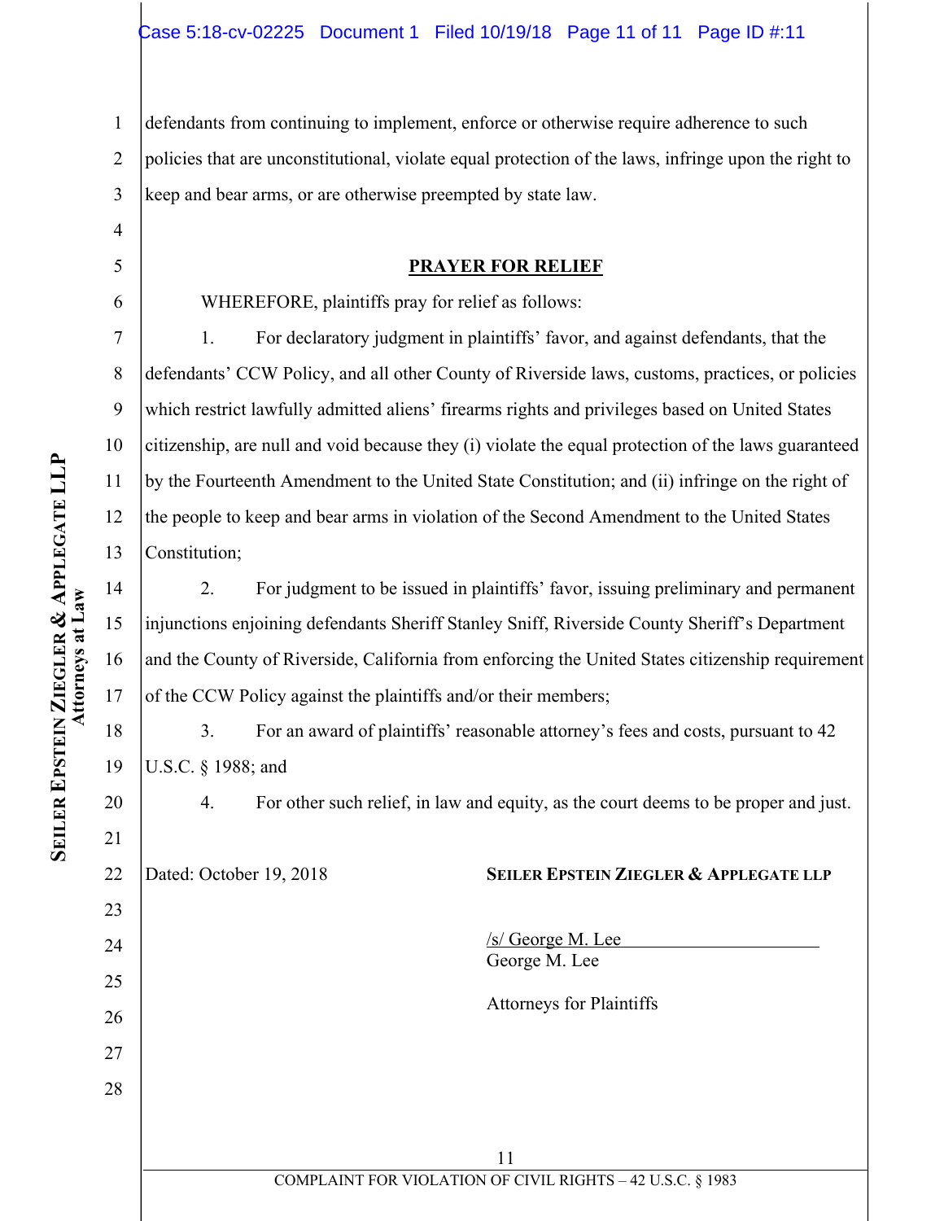defendants from continuing to implement, enforce or otherwise require adherence to such policies that are unconstitutional, violate equal protection of the laws, infringe upon the right to keep and bear arms, or are otherwise preempted by state law.

## PRAYER FOR RELIEF

WHEREFORE, plaintiffs pray for relief as follows:

1. For declaratory judgment in plaintiffs' favor, and against defendants, that the defendants' CCW Policy, and all other County of Riverside laws, customs, practices, or policies which restrict lawfully admitted aliens' firearms rights and privileges based on United States citizenship, are null and void because they (i) violate the equal protection of the laws guaranteed by the Fourteenth Amendment to the United State Constitution; and (ii) infringe on the right of the people to keep and bear arms in violation of the Second Amendment to the United States Constitution;

2. For judgment to be issued in plaintiffs' favor, issuing preliminary and permanent injunctions enjoining defendants Sheriff Stanley Sniff, Riverside County Sheriff's Department and the County of Riverside, California from enforcing the United States citizenship requirement of the CCW Policy against the plaintiffs and/or their members;

3. For an award of plaintiffs' reasonable attorney's fees and costs, pursuant to 42 U.S.C. § 1988; and

4. For other such relief, in law and equity, as the court deems to be proper and just.

Dated: October 19, 2018

**SEILER EPSTEIN ZIEGLER & APPLEGATE LLP**

/s/ George M. Lee
George M. Lee

Attorneys for Plaintiffs